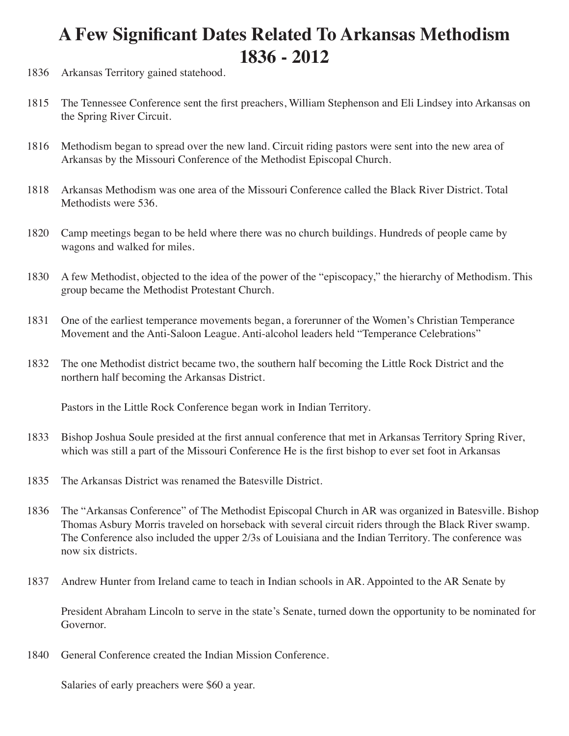# A Few Significant Dates Related To Arkansas Methodism 1836 - 2012

1836 Arkansas Territory gained statehood.

1815 The Tennessee Conference sent the first preachers, William Stephenson and Eli Lindsey into Arkansas on the Spring River Circuit.

1816 Methodism began to spread over the new land. Circuit riding pastors were sent into the new area of Arkansas by the Missouri Conference of the Methodist Episcopal Church.

1818 Arkansas Methodism was one area of the Missouri Conference called the Black River District. Total Methodists were 536.

1820 Camp meetings began to be held where there was no church buildings. Hundreds of people came by wagons and walked for miles.

1830 A few Methodist, objected to the idea of the power of the "episcopacy," the hierarchy of Methodism. This group became the Methodist Protestant Church.

1831 One of the earliest temperance movements began, a forerunner of the Women's Christian Temperance Movement and the Anti-Saloon League. Anti-alcohol leaders held "Temperance Celebrations"

1832 The one Methodist district became two, the southern half becoming the Little Rock District and the northern half becoming the Arkansas District.

Pastors in the Little Rock Conference began work in Indian Territory.

1833 Bishop Joshua Soule presided at the first annual conference that met in Arkansas Territory Spring River, which was still a part of the Missouri Conference He is the first bishop to ever set foot in Arkansas

1835 The Arkansas District was renamed the Batesville District.

1836 The "Arkansas Conference" of The Methodist Episcopal Church in AR was organized in Batesville. Bishop Thomas Asbury Morris traveled on horseback with several circuit riders through the Black River swamp. The Conference also included the upper 2/3s of Louisiana and the Indian Territory. The conference was now six districts.

1837 Andrew Hunter from Ireland came to teach in Indian schools in AR. Appointed to the AR Senate by

President Abraham Lincoln to serve in the state's Senate, turned down the opportunity to be nominated for Governor.

1840 General Conference created the Indian Mission Conference.

Salaries of early preachers were $60 a year.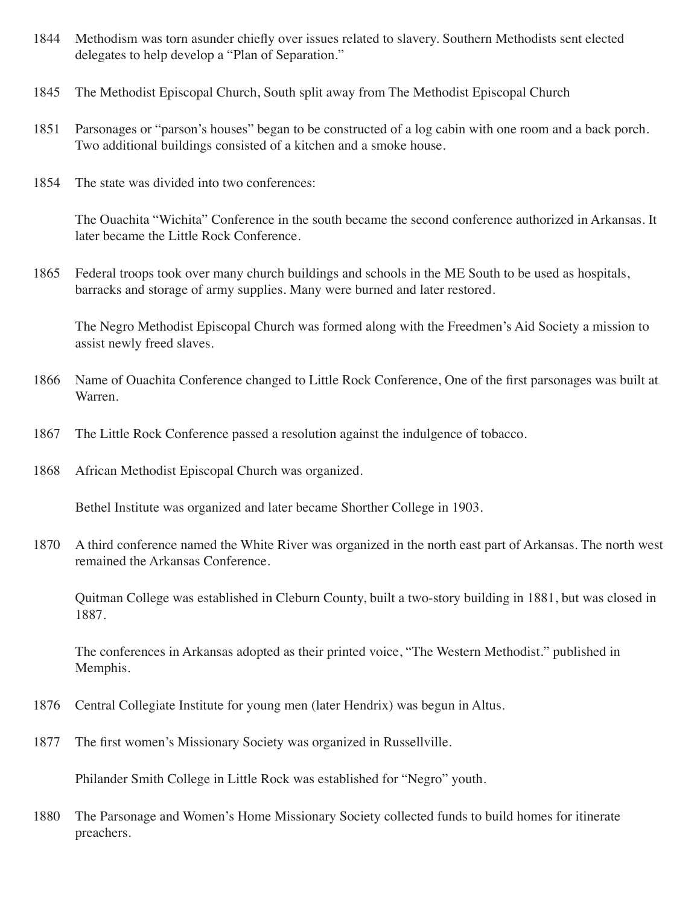1844 Methodism was torn asunder chiefly over issues related to slavery. Southern Methodists sent elected delegates to help develop a "Plan of Separation."

1845 The Methodist Episcopal Church, South split away from The Methodist Episcopal Church

1851 Parsonages or "parson's houses" began to be constructed of a log cabin with one room and a back porch. Two additional buildings consisted of a kitchen and a smoke house.

1854 The state was divided into two conferences:

The Ouachita "Wichita" Conference in the south became the second conference authorized in Arkansas. It later became the Little Rock Conference.

1865 Federal troops took over many church buildings and schools in the ME South to be used as hospitals, barracks and storage of army supplies. Many were burned and later restored.

The Negro Methodist Episcopal Church was formed along with the Freedmen's Aid Society a mission to assist newly freed slaves.

1866 Name of Ouachita Conference changed to Little Rock Conference, One of the first parsonages was built at Warren.

1867 The Little Rock Conference passed a resolution against the indulgence of tobacco.

1868 African Methodist Episcopal Church was organized.

Bethel Institute was organized and later became Shorther College in 1903.

1870 A third conference named the White River was organized in the north east part of Arkansas. The north west remained the Arkansas Conference.

Quitman College was established in Cleburn County, built a two-story building in 1881, but was closed in 1887.

The conferences in Arkansas adopted as their printed voice, "The Western Methodist." published in Memphis.

1876 Central Collegiate Institute for young men (later Hendrix) was begun in Altus.

1877 The first women's Missionary Society was organized in Russellville.

Philander Smith College in Little Rock was established for "Negro" youth.

1880 The Parsonage and Women's Home Missionary Society collected funds to build homes for itinerate preachers.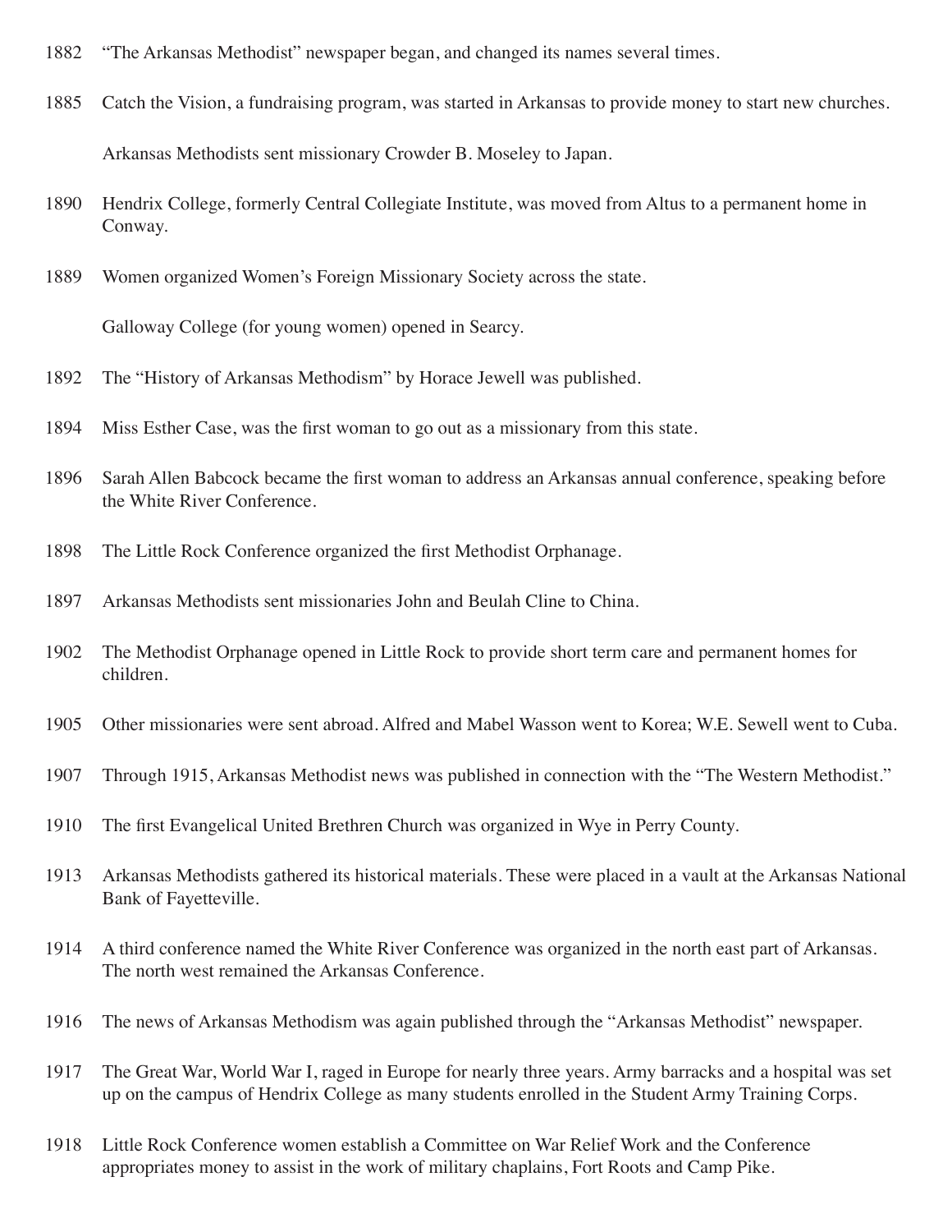1882 "The Arkansas Methodist" newspaper began, and changed its names several times.

1885 Catch the Vision, a fundraising program, was started in Arkansas to provide money to start new churches.

Arkansas Methodists sent missionary Crowder B. Moseley to Japan.

1890 Hendrix College, formerly Central Collegiate Institute, was moved from Altus to a permanent home in Conway.

1889 Women organized Women's Foreign Missionary Society across the state.

Galloway College (for young women) opened in Searcy.

1892 The "History of Arkansas Methodism" by Horace Jewell was published.

1894 Miss Esther Case, was the first woman to go out as a missionary from this state.

1896 Sarah Allen Babcock became the first woman to address an Arkansas annual conference, speaking before the White River Conference.

1898 The Little Rock Conference organized the first Methodist Orphanage.

1897 Arkansas Methodists sent missionaries John and Beulah Cline to China.

1902 The Methodist Orphanage opened in Little Rock to provide short term care and permanent homes for children.

1905 Other missionaries were sent abroad. Alfred and Mabel Wasson went to Korea; W.E. Sewell went to Cuba.

1907 Through 1915, Arkansas Methodist news was published in connection with the "The Western Methodist."

1910 The first Evangelical United Brethren Church was organized in Wye in Perry County.

1913 Arkansas Methodists gathered its historical materials. These were placed in a vault at the Arkansas National Bank of Fayetteville.

1914 A third conference named the White River Conference was organized in the north east part of Arkansas. The north west remained the Arkansas Conference.

1916 The news of Arkansas Methodism was again published through the "Arkansas Methodist" newspaper.

1917 The Great War, World War I, raged in Europe for nearly three years. Army barracks and a hospital was set up on the campus of Hendrix College as many students enrolled in the Student Army Training Corps.

1918 Little Rock Conference women establish a Committee on War Relief Work and the Conference appropriates money to assist in the work of military chaplains, Fort Roots and Camp Pike.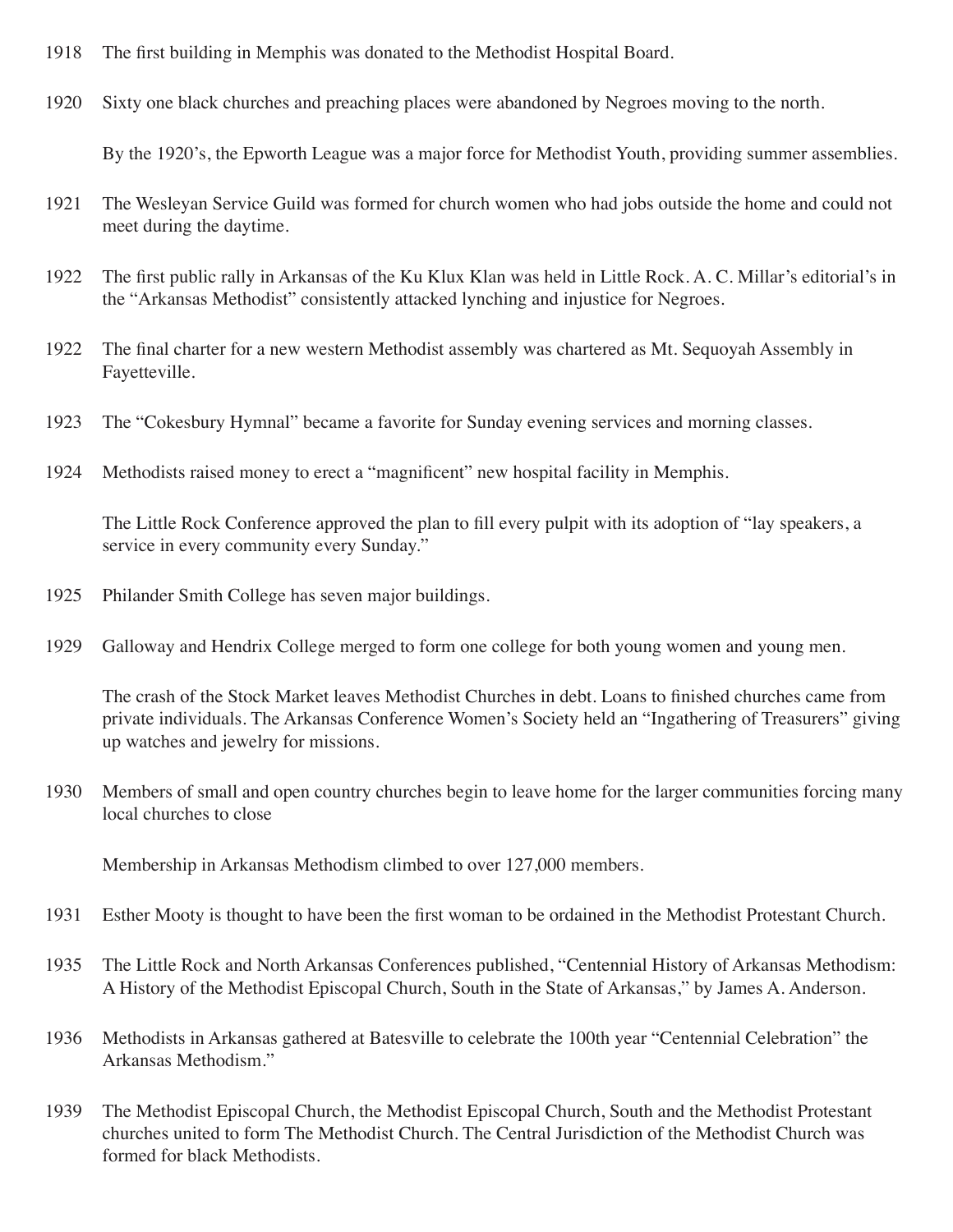1918 The first building in Memphis was donated to the Methodist Hospital Board.

1920 Sixty one black churches and preaching places were abandoned by Negroes moving to the north.

By the 1920's, the Epworth League was a major force for Methodist Youth, providing summer assemblies.

1921 The Wesleyan Service Guild was formed for church women who had jobs outside the home and could not meet during the daytime.

1922 The first public rally in Arkansas of the Ku Klux Klan was held in Little Rock. A. C. Millar's editorial's in the "Arkansas Methodist" consistently attacked lynching and injustice for Negroes.

1922 The final charter for a new western Methodist assembly was chartered as Mt. Sequoyah Assembly in Fayetteville.

1923 The "Cokesbury Hymnal" became a favorite for Sunday evening services and morning classes.

1924 Methodists raised money to erect a "magnificent" new hospital facility in Memphis.

The Little Rock Conference approved the plan to fill every pulpit with its adoption of "lay speakers, a service in every community every Sunday."

1925 Philander Smith College has seven major buildings.

1929 Galloway and Hendrix College merged to form one college for both young women and young men.

The crash of the Stock Market leaves Methodist Churches in debt. Loans to finished churches came from private individuals. The Arkansas Conference Women's Society held an "Ingathering of Treasurers" giving up watches and jewelry for missions.

1930 Members of small and open country churches begin to leave home for the larger communities forcing many local churches to close

Membership in Arkansas Methodism climbed to over 127,000 members.

1931 Esther Mooty is thought to have been the first woman to be ordained in the Methodist Protestant Church.

1935 The Little Rock and North Arkansas Conferences published, "Centennial History of Arkansas Methodism: A History of the Methodist Episcopal Church, South in the State of Arkansas," by James A. Anderson.

1936 Methodists in Arkansas gathered at Batesville to celebrate the 100th year "Centennial Celebration" the Arkansas Methodism."

1939 The Methodist Episcopal Church, the Methodist Episcopal Church, South and the Methodist Protestant churches united to form The Methodist Church. The Central Jurisdiction of the Methodist Church was formed for black Methodists.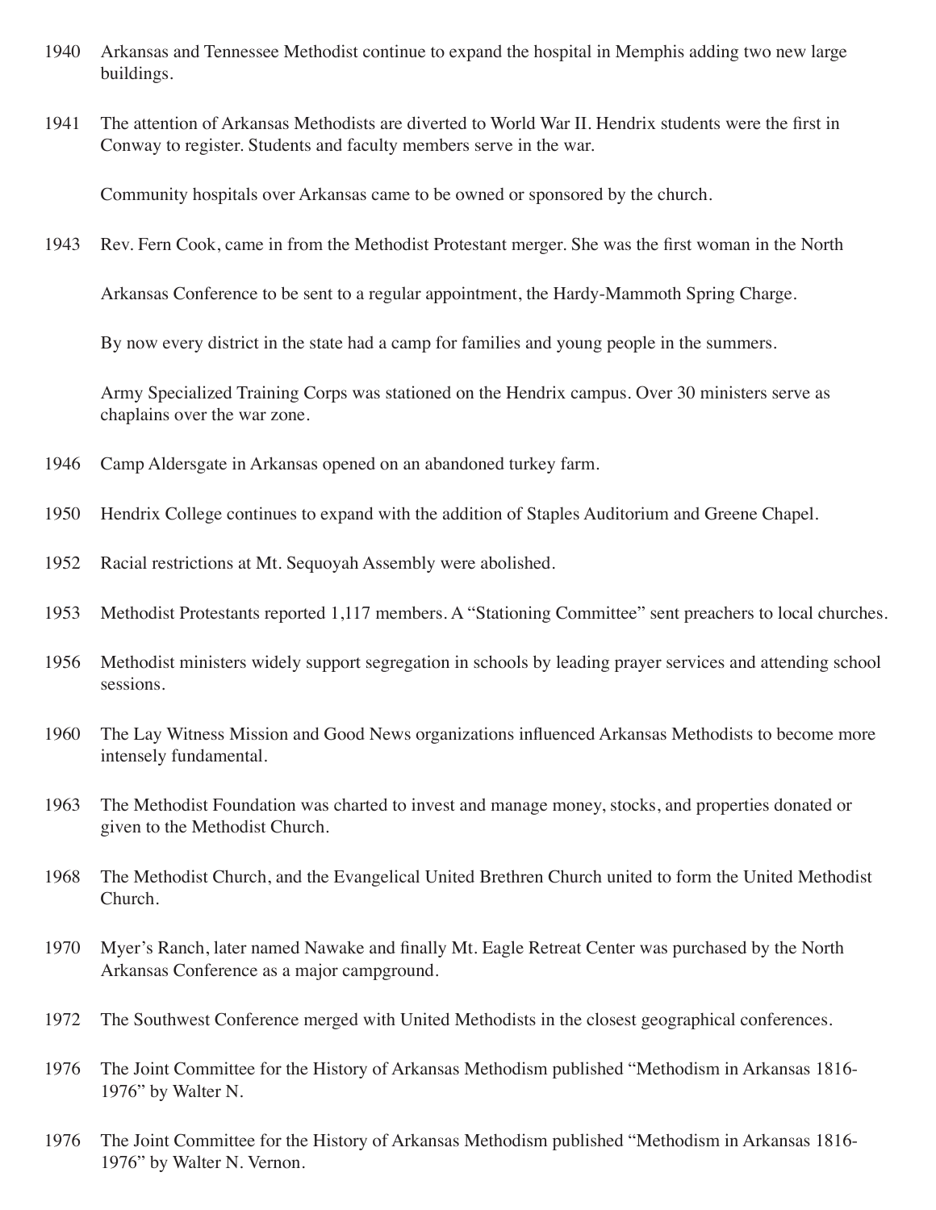1940 Arkansas and Tennessee Methodist continue to expand the hospital in Memphis adding two new large buildings.

1941 The attention of Arkansas Methodists are diverted to World War II. Hendrix students were the first in Conway to register. Students and faculty members serve in the war.

Community hospitals over Arkansas came to be owned or sponsored by the church.

1943 Rev. Fern Cook, came in from the Methodist Protestant merger. She was the first woman in the North

Arkansas Conference to be sent to a regular appointment, the Hardy-Mammoth Spring Charge.

By now every district in the state had a camp for families and young people in the summers.

Army Specialized Training Corps was stationed on the Hendrix campus. Over 30 ministers serve as chaplains over the war zone.

1946 Camp Aldersgate in Arkansas opened on an abandoned turkey farm.

1950 Hendrix College continues to expand with the addition of Staples Auditorium and Greene Chapel.

1952 Racial restrictions at Mt. Sequoyah Assembly were abolished.

1953 Methodist Protestants reported 1,117 members. A "Stationing Committee" sent preachers to local churches.

1956 Methodist ministers widely support segregation in schools by leading prayer services and attending school sessions.

1960 The Lay Witness Mission and Good News organizations influenced Arkansas Methodists to become more intensely fundamental.

1963 The Methodist Foundation was charted to invest and manage money, stocks, and properties donated or given to the Methodist Church.

1968 The Methodist Church, and the Evangelical United Brethren Church united to form the United Methodist Church.

1970 Myer's Ranch, later named Nawake and finally Mt. Eagle Retreat Center was purchased by the North Arkansas Conference as a major campground.

1972 The Southwest Conference merged with United Methodists in the closest geographical conferences.

1976 The Joint Committee for the History of Arkansas Methodism published "Methodism in Arkansas 1816-1976" by Walter N.

1976 The Joint Committee for the History of Arkansas Methodism published "Methodism in Arkansas 1816-1976" by Walter N. Vernon.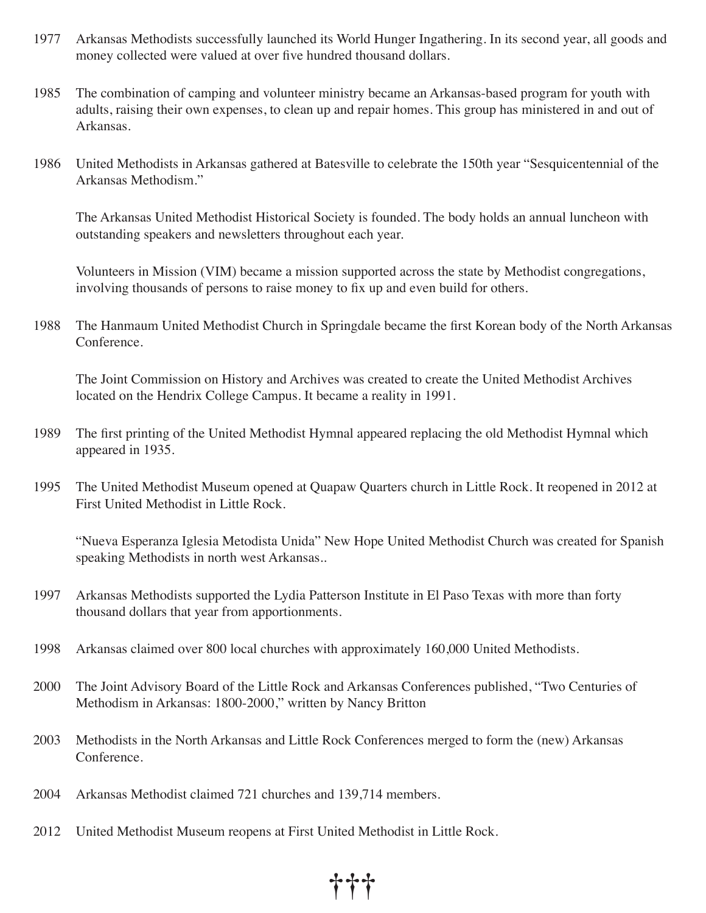1977 Arkansas Methodists successfully launched its World Hunger Ingathering. In its second year, all goods and money collected were valued at over five hundred thousand dollars.

1985 The combination of camping and volunteer ministry became an Arkansas-based program for youth with adults, raising their own expenses, to clean up and repair homes. This group has ministered in and out of Arkansas.

1986 United Methodists in Arkansas gathered at Batesville to celebrate the 150th year "Sesquicentennial of the Arkansas Methodism."

The Arkansas United Methodist Historical Society is founded. The body holds an annual luncheon with outstanding speakers and newsletters throughout each year.

Volunteers in Mission (VIM) became a mission supported across the state by Methodist congregations, involving thousands of persons to raise money to fix up and even build for others.

1988 The Hanmaum United Methodist Church in Springdale became the first Korean body of the North Arkansas Conference.

The Joint Commission on History and Archives was created to create the United Methodist Archives located on the Hendrix College Campus. It became a reality in 1991.

1989 The first printing of the United Methodist Hymnal appeared replacing the old Methodist Hymnal which appeared in 1935.

1995 The United Methodist Museum opened at Quapaw Quarters church in Little Rock. It reopened in 2012 at First United Methodist in Little Rock.

"Nueva Esperanza Iglesia Metodista Unida" New Hope United Methodist Church was created for Spanish speaking Methodists in north west Arkansas..

1997 Arkansas Methodists supported the Lydia Patterson Institute in El Paso Texas with more than forty thousand dollars that year from apportionments.

1998 Arkansas claimed over 800 local churches with approximately 160,000 United Methodists.

2000 The Joint Advisory Board of the Little Rock and Arkansas Conferences published, "Two Centuries of Methodism in Arkansas: 1800-2000," written by Nancy Britton

2003 Methodists in the North Arkansas and Little Rock Conferences merged to form the (new) Arkansas Conference.

2004 Arkansas Methodist claimed 721 churches and 139,714 members.

2012 United Methodist Museum reopens at First United Methodist in Little Rock.

†††